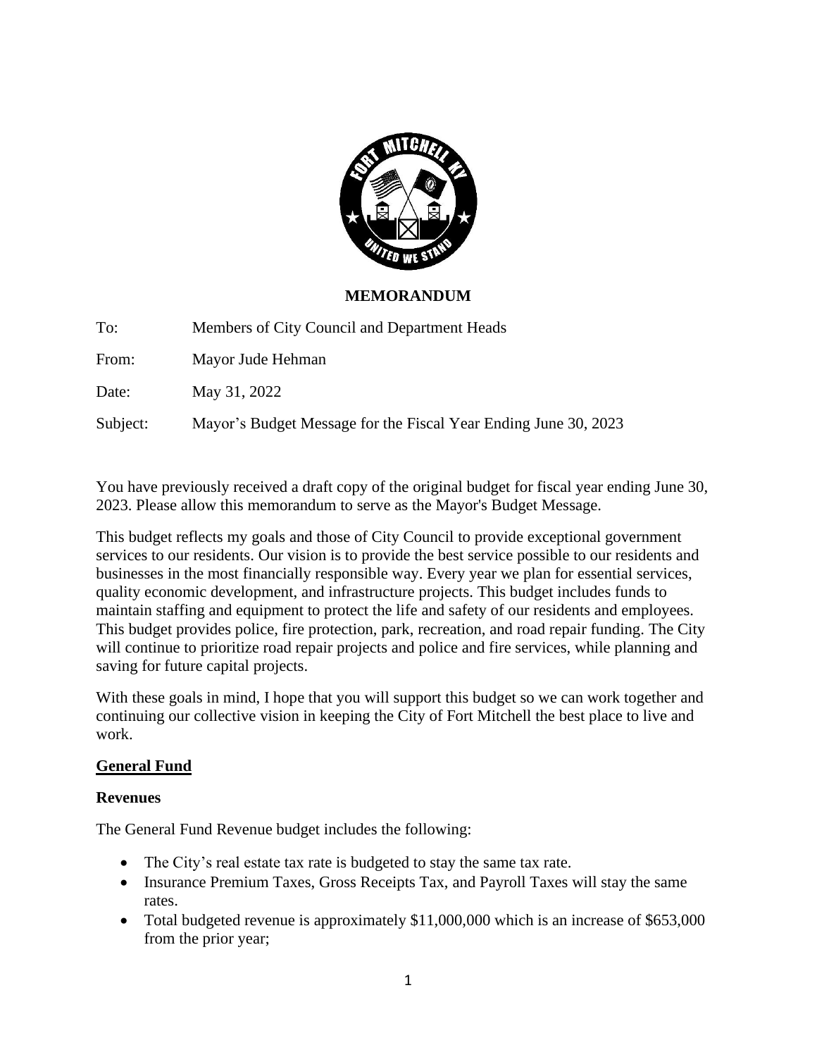**MEMORANDUM**

To: Members of City Council and Department Heads

From: Mayor Jude Hehman

Date: May 31, 2022

Subject: Mayor's Budget Message for the Fiscal Year Ending June 30, 2023

You have previously received a draft copy of the original budget for fiscal year ending June 30, 2023. Please allow this memorandum to serve as the Mayor's Budget Message.

This budget reflects my goals and those of City Council to provide exceptional government services to our residents. Our vision is to provide the best service possible to our residents and businesses in the most financially responsible way. Every year we plan for essential services, quality economic development, and infrastructure projects. This budget includes funds to maintain staffing and equipment to protect the life and safety of our residents and employees. This budget provides police, fire protection, park, recreation, and road repair funding. The City will continue to prioritize road repair projects and police and fire services, while planning and saving for future capital projects.

With these goals in mind, I hope that you will support this budget so we can work together and continuing our collective vision in keeping the City of Fort Mitchell the best place to live and work.

## General Fund

### Revenues

The General Fund Revenue budget includes the following:

- The City's real estate tax rate is budgeted to stay the same tax rate.
- Insurance Premium Taxes, Gross Receipts Tax, and Payroll Taxes will stay the same rates.
- Total budgeted revenue is approximately $11,000,000 which is an increase of $653,000 from the prior year;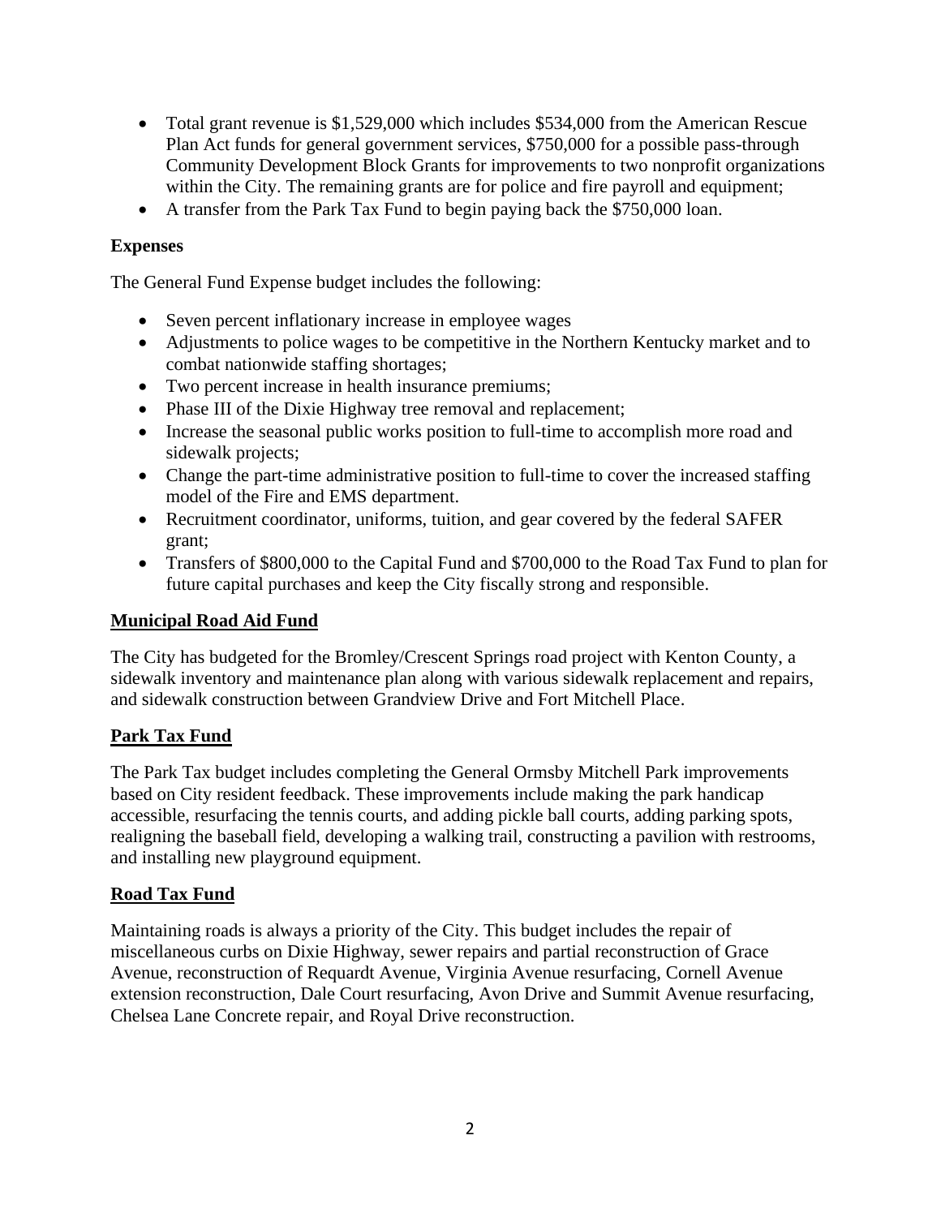- Total grant revenue is $1,529,000 which includes $534,000 from the American Rescue Plan Act funds for general government services, $750,000 for a possible pass-through Community Development Block Grants for improvements to two nonprofit organizations within the City. The remaining grants are for police and fire payroll and equipment;
- A transfer from the Park Tax Fund to begin paying back the $750,000 loan.

**Expenses**

The General Fund Expense budget includes the following:

- Seven percent inflationary increase in employee wages
- Adjustments to police wages to be competitive in the Northern Kentucky market and to combat nationwide staffing shortages;
- Two percent increase in health insurance premiums;
- Phase III of the Dixie Highway tree removal and replacement;
- Increase the seasonal public works position to full-time to accomplish more road and sidewalk projects;
- Change the part-time administrative position to full-time to cover the increased staffing model of the Fire and EMS department.
- Recruitment coordinator, uniforms, tuition, and gear covered by the federal SAFER grant;
- Transfers of $800,000 to the Capital Fund and $700,000 to the Road Tax Fund to plan for future capital purchases and keep the City fiscally strong and responsible.

## Municipal Road Aid Fund

The City has budgeted for the Bromley/Crescent Springs road project with Kenton County, a sidewalk inventory and maintenance plan along with various sidewalk replacement and repairs, and sidewalk construction between Grandview Drive and Fort Mitchell Place.

## Park Tax Fund

The Park Tax budget includes completing the General Ormsby Mitchell Park improvements based on City resident feedback. These improvements include making the park handicap accessible, resurfacing the tennis courts, and adding pickle ball courts, adding parking spots, realigning the baseball field, developing a walking trail, constructing a pavilion with restrooms, and installing new playground equipment.

## Road Tax Fund

Maintaining roads is always a priority of the City. This budget includes the repair of miscellaneous curbs on Dixie Highway, sewer repairs and partial reconstruction of Grace Avenue, reconstruction of Requardt Avenue, Virginia Avenue resurfacing, Cornell Avenue extension reconstruction, Dale Court resurfacing, Avon Drive and Summit Avenue resurfacing, Chelsea Lane Concrete repair, and Royal Drive reconstruction.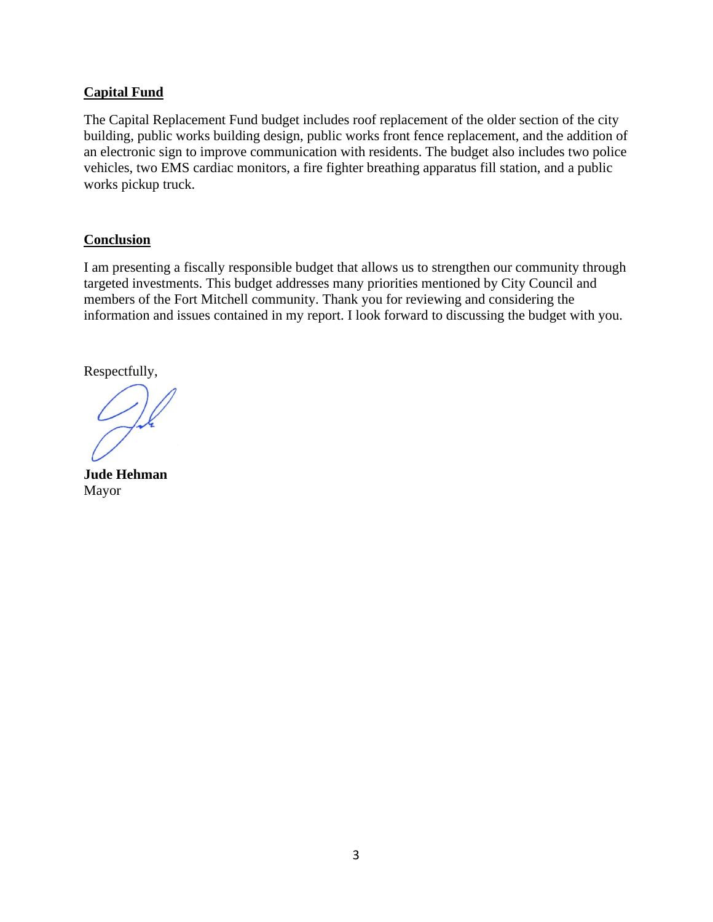## Capital Fund

The Capital Replacement Fund budget includes roof replacement of the older section of the city building, public works building design, public works front fence replacement, and the addition of an electronic sign to improve communication with residents. The budget also includes two police vehicles, two EMS cardiac monitors, a fire fighter breathing apparatus fill station, and a public works pickup truck.

## Conclusion

I am presenting a fiscally responsible budget that allows us to strengthen our community through targeted investments. This budget addresses many priorities mentioned by City Council and members of the Fort Mitchell community. Thank you for reviewing and considering the information and issues contained in my report. I look forward to discussing the budget with you.

Respectfully,

**Jude Hehman**
Mayor